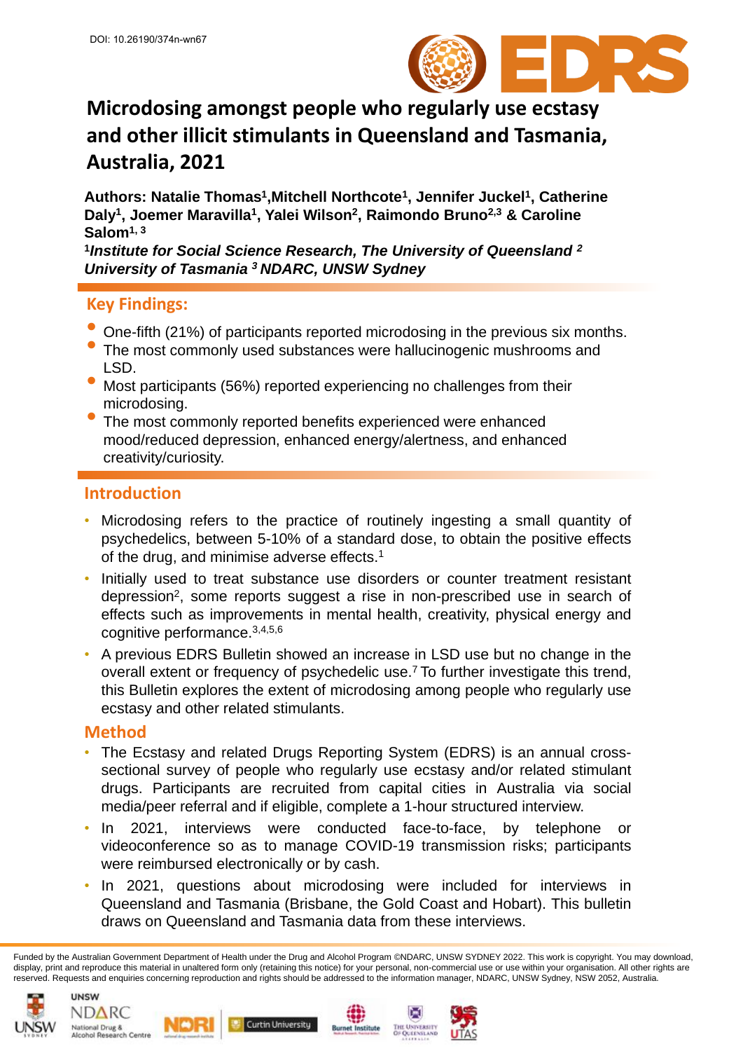DOI: 10.26190/374n-wn67

# Microdosing amongst people who regularly use ecstasy and other illicit stimulants in Queensland and Tasmania, Australia, 2021

**Authors: Natalie Thomas[1], Mitchell Northcote[1], Jennifer Juckel[1], Catherine Daly[1], Joemer Maravilla[1], Yalei Wilson[2], Raimondo Bruno[2,3] & Caroline Salom[1,3]**

***[1]Institute for Social Science Research, The University of Queensland [2] University of Tasmania [3] NDARC, UNSW Sydney***

## Key Findings:

- One-fifth (21%) of participants reported microdosing in the previous six months.
- The most commonly used substances were hallucinogenic mushrooms and LSD.
- Most participants (56%) reported experiencing no challenges from their microdosing.
- The most commonly reported benefits experienced were enhanced mood/reduced depression, enhanced energy/alertness, and enhanced creativity/curiosity.

## Introduction

- Microdosing refers to the practice of routinely ingesting a small quantity of psychedelics, between 5-10% of a standard dose, to obtain the positive effects of the drug, and minimise adverse effects.[1]
- Initially used to treat substance use disorders or counter treatment resistant depression[2], some reports suggest a rise in non-prescribed use in search of effects such as improvements in mental health, creativity, physical energy and cognitive performance.[3,4,5,6]
- A previous EDRS Bulletin showed an increase in LSD use but no change in the overall extent or frequency of psychedelic use.[7] To further investigate this trend, this Bulletin explores the extent of microdosing among people who regularly use ecstasy and other related stimulants.

## Method

- The Ecstasy and related Drugs Reporting System (EDRS) is an annual cross-sectional survey of people who regularly use ecstasy and/or related stimulant drugs. Participants are recruited from capital cities in Australia via social media/peer referral and if eligible, complete a 1-hour structured interview.
- In 2021, interviews were conducted face-to-face, by telephone or videoconference so as to manage COVID-19 transmission risks; participants were reimbursed electronically or by cash.
- In 2021, questions about microdosing were included for interviews in Queensland and Tasmania (Brisbane, the Gold Coast and Hobart). This bulletin draws on Queensland and Tasmania data from these interviews.

Funded by the Australian Government Department of Health under the Drug and Alcohol Program ©NDARC, UNSW SYDNEY 2022. This work is copyright. You may download, display, print and reproduce this material in unaltered form only (retaining this notice) for your personal, non-commercial use or use within your organisation. All other rights are reserved. Requests and enquiries concerning reproduction and rights should be addressed to the information manager, NDARC, UNSW Sydney, NSW 2052, Australia.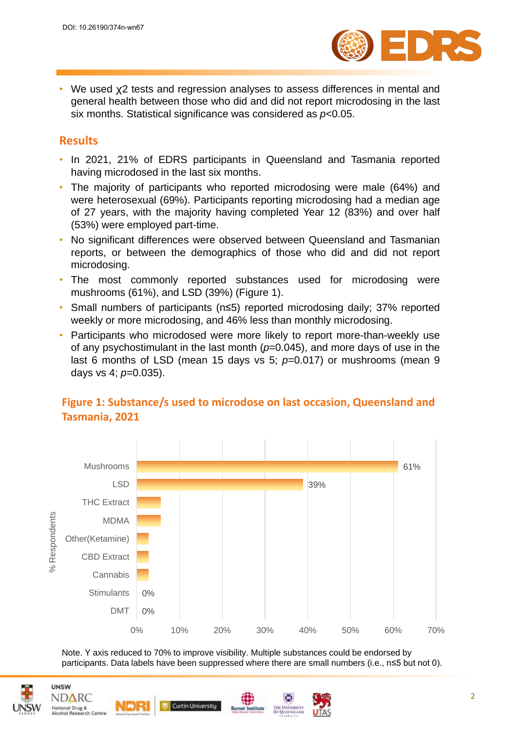- We used $\chi 2$ tests and regression analyses to assess differences in mental and general health between those who did and did not report microdosing in the last six months. Statistical significance was considered as $p<0.05$.

## Results

- In 2021, 21% of EDRS participants in Queensland and Tasmania reported having microdosed in the last six months.
- The majority of participants who reported microdosing were male (64%) and were heterosexual (69%). Participants reporting microdosing had a median age of 27 years, with the majority having completed Year 12 (83%) and over half (53%) were employed part-time.
- No significant differences were observed between Queensland and Tasmanian reports, or between the demographics of those who did and did not report microdosing.
- The most commonly reported substances used for microdosing were mushrooms (61%), and LSD (39%) (Figure 1).
- Small numbers of participants (n≤5) reported microdosing daily; 37% reported weekly or more microdosing, and 46% less than monthly microdosing.
- Participants who microdosed were more likely to report more-than-weekly use of any psychostimulant in the last month ($p=0.045$), and more days of use in the last 6 months of LSD (mean 15 days vs 5; $p=0.017$) or mushrooms (mean 9 days vs 4; $p=0.035$).

### Figure 1: Substance/s used to microdose on last occasion, Queensland and Tasmania, 2021

| Substance | % Respondents |
|---|---|
| Mushrooms | 61% |
| LSD | 39% |
| THC Extract | |
| MDMA | |
| Other(Ketamine) | |
| CBD Extract | |
| Cannabis | |
| Stimulants | 0% |
| DMT | 0% |

Note. Y axis reduced to 70% to improve visibility. Multiple substances could be endorsed by participants. Data labels have been suppressed where there are small numbers (i.e., n≤5 but not 0).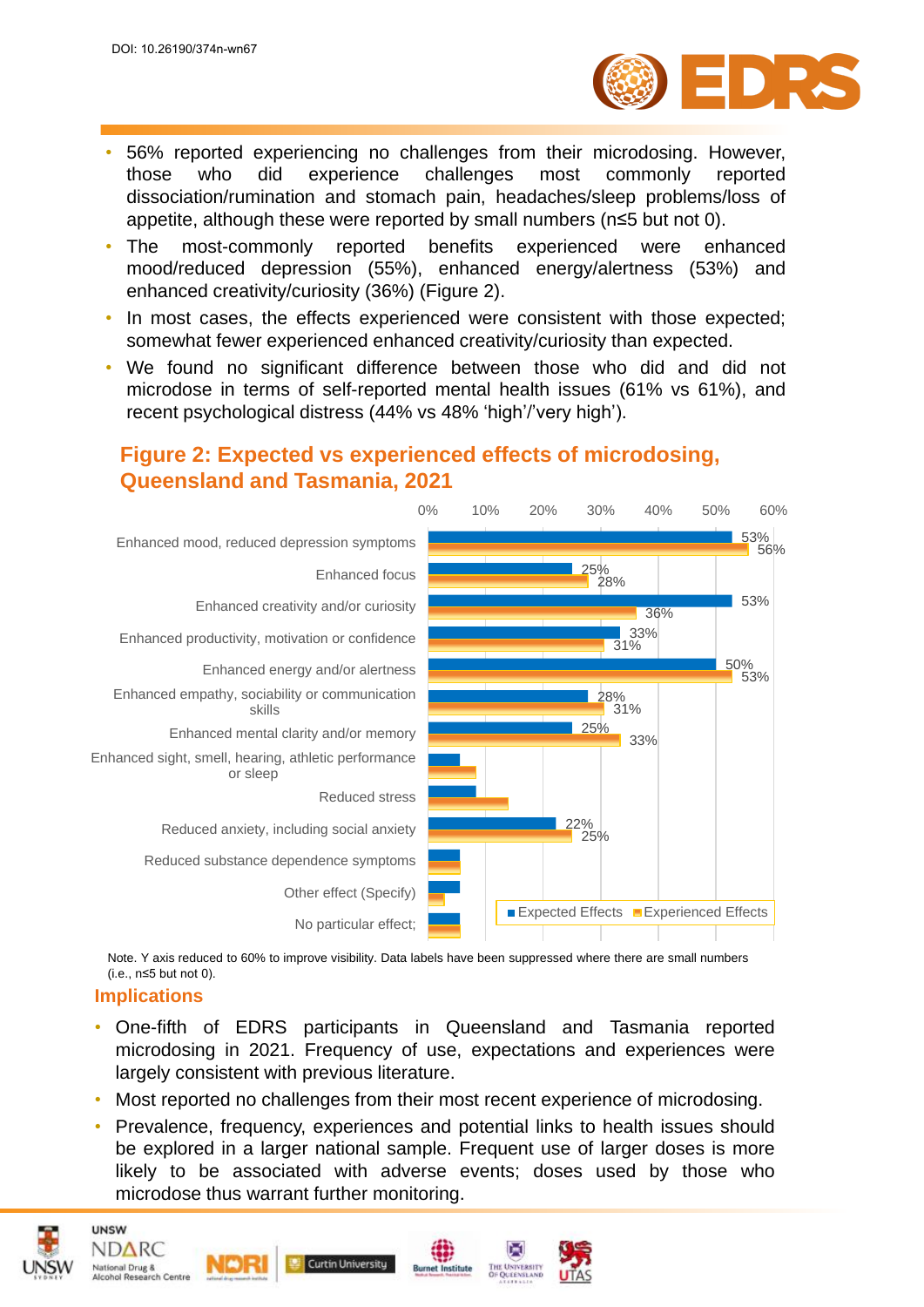- 56% reported experiencing no challenges from their microdosing. However, those who did experience challenges most commonly reported dissociation/rumination and stomach pain, headaches/sleep problems/loss of appetite, although these were reported by small numbers (n≤5 but not 0).
- The most-commonly reported benefits experienced were enhanced mood/reduced depression (55%), enhanced energy/alertness (53%) and enhanced creativity/curiosity (36%) (Figure 2).
- In most cases, the effects experienced were consistent with those expected; somewhat fewer experienced enhanced creativity/curiosity than expected.
- We found no significant difference between those who did and did not microdose in terms of self-reported mental health issues (61% vs 61%), and recent psychological distress (44% vs 48% 'high'/'very high').

## Figure 2: Expected vs experienced effects of microdosing, Queensland and Tasmania, 2021

| Effect | Expected Effects | Experienced Effects |
|---|---|---|
| Enhanced mood, reduced depression symptoms | 53% | 56% |
| Enhanced focus | 25% | 28% |
| Enhanced creativity and/or curiosity | 53% | 36% |
| Enhanced productivity, motivation or confidence | 33% | 31% |
| Enhanced energy and/or alertness | 50% | 53% |
| Enhanced empathy, sociability or communication skills | 28% | 31% |
| Enhanced mental clarity and/or memory | 25% | 33% |
| Enhanced sight, smell, hearing, athletic performance or sleep | | |
| Reduced stress | | |
| Reduced anxiety, including social anxiety | 22% | 25% |
| Reduced substance dependence symptoms | | |
| Other effect (Specify) | | |
| No particular effect; | | |

Note. Y axis reduced to 60% to improve visibility. Data labels have been suppressed where there are small numbers (i.e., n≤5 but not 0).

### Implications

- One-fifth of EDRS participants in Queensland and Tasmania reported microdosing in 2021. Frequency of use, expectations and experiences were largely consistent with previous literature.
- Most reported no challenges from their most recent experience of microdosing.
- Prevalence, frequency, experiences and potential links to health issues should be explored in a larger national sample. Frequent use of larger doses is more likely to be associated with adverse events; doses used by those who microdose thus warrant further monitoring.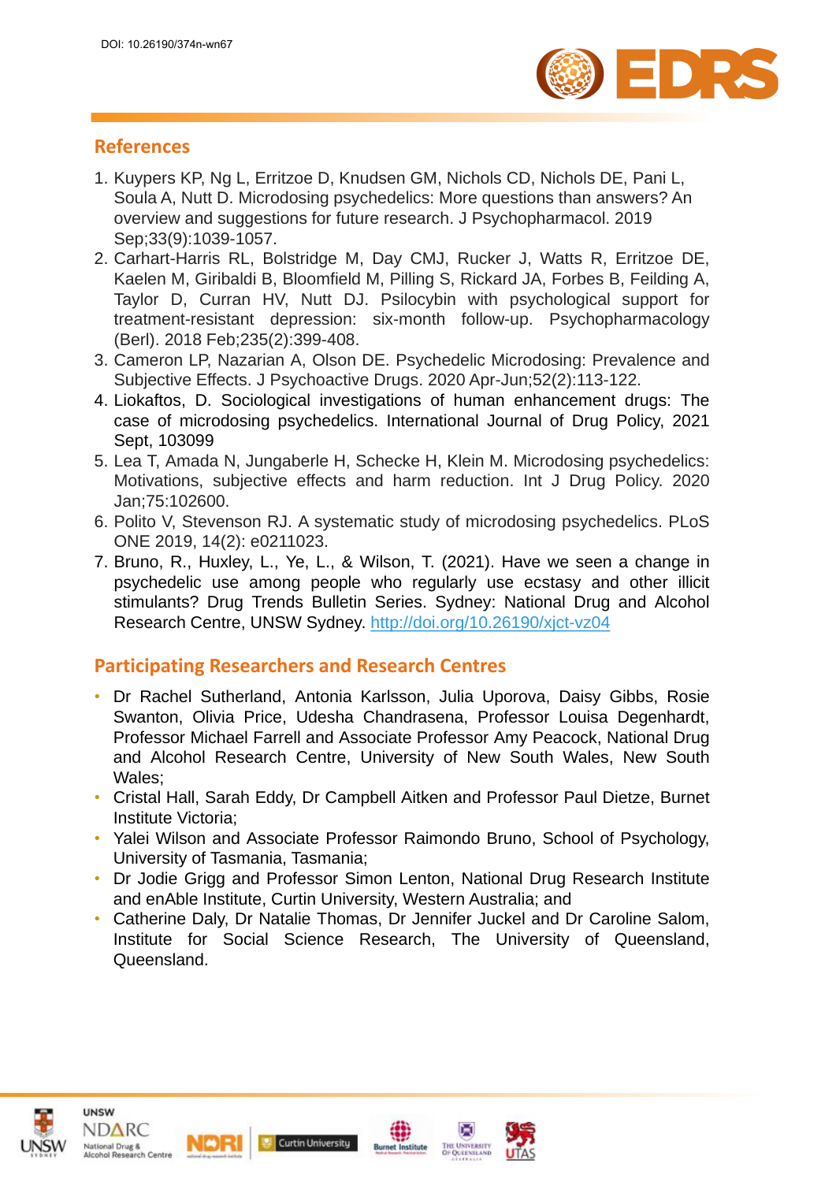## References

1. Kuypers KP, Ng L, Erritzoe D, Knudsen GM, Nichols CD, Nichols DE, Pani L, Soula A, Nutt D. Microdosing psychedelics: More questions than answers? An overview and suggestions for future research. J Psychopharmacol. 2019 Sep;33(9):1039-1057.
2. Carhart-Harris RL, Bolstridge M, Day CMJ, Rucker J, Watts R, Erritzoe DE, Kaelen M, Giribaldi B, Bloomfield M, Pilling S, Rickard JA, Forbes B, Feilding A, Taylor D, Curran HV, Nutt DJ. Psilocybin with psychological support for treatment-resistant depression: six-month follow-up. Psychopharmacology (Berl). 2018 Feb;235(2):399-408.
3. Cameron LP, Nazarian A, Olson DE. Psychedelic Microdosing: Prevalence and Subjective Effects. J Psychoactive Drugs. 2020 Apr-Jun;52(2):113-122.
4. Liokaftos, D. Sociological investigations of human enhancement drugs: The case of microdosing psychedelics. International Journal of Drug Policy, 2021 Sept, 103099
5. Lea T, Amada N, Jungaberle H, Schecke H, Klein M. Microdosing psychedelics: Motivations, subjective effects and harm reduction. Int J Drug Policy. 2020 Jan;75:102600.
6. Polito V, Stevenson RJ. A systematic study of microdosing psychedelics. PLoS ONE 2019, 14(2): e0211023.
7. Bruno, R., Huxley, L., Ye, L., & Wilson, T. (2021). Have we seen a change in psychedelic use among people who regularly use ecstasy and other illicit stimulants? Drug Trends Bulletin Series. Sydney: National Drug and Alcohol Research Centre, UNSW Sydney. http://doi.org/10.26190/xjct-vz04

## Participating Researchers and Research Centres

- Dr Rachel Sutherland, Antonia Karlsson, Julia Uporova, Daisy Gibbs, Rosie Swanton, Olivia Price, Udesha Chandrasena, Professor Louisa Degenhardt, Professor Michael Farrell and Associate Professor Amy Peacock, National Drug and Alcohol Research Centre, University of New South Wales, New South Wales;
- Cristal Hall, Sarah Eddy, Dr Campbell Aitken and Professor Paul Dietze, Burnet Institute Victoria;
- Yalei Wilson and Associate Professor Raimondo Bruno, School of Psychology, University of Tasmania, Tasmania;
- Dr Jodie Grigg and Professor Simon Lenton, National Drug Research Institute and enAble Institute, Curtin University, Western Australia; and
- Catherine Daly, Dr Natalie Thomas, Dr Jennifer Juckel and Dr Caroline Salom, Institute for Social Science Research, The University of Queensland, Queensland.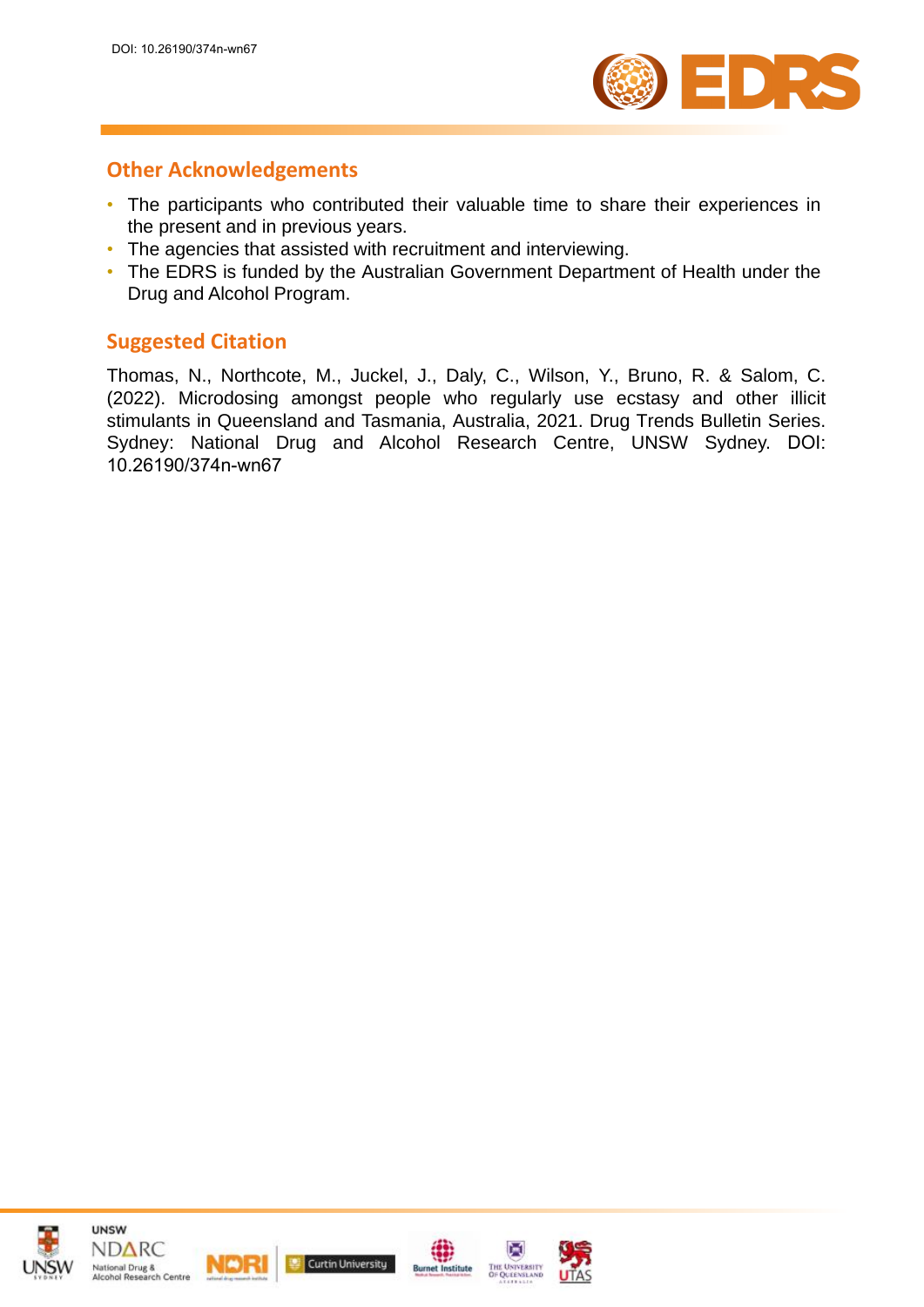## Other Acknowledgements

- The participants who contributed their valuable time to share their experiences in the present and in previous years.
- The agencies that assisted with recruitment and interviewing.
- The EDRS is funded by the Australian Government Department of Health under the Drug and Alcohol Program.

## Suggested Citation

Thomas, N., Northcote, M., Juckel, J., Daly, C., Wilson, Y., Bruno, R. & Salom, C. (2022). Microdosing amongst people who regularly use ecstasy and other illicit stimulants in Queensland and Tasmania, Australia, 2021. Drug Trends Bulletin Series. Sydney: National Drug and Alcohol Research Centre, UNSW Sydney. DOI: 10.26190/374n-wn67